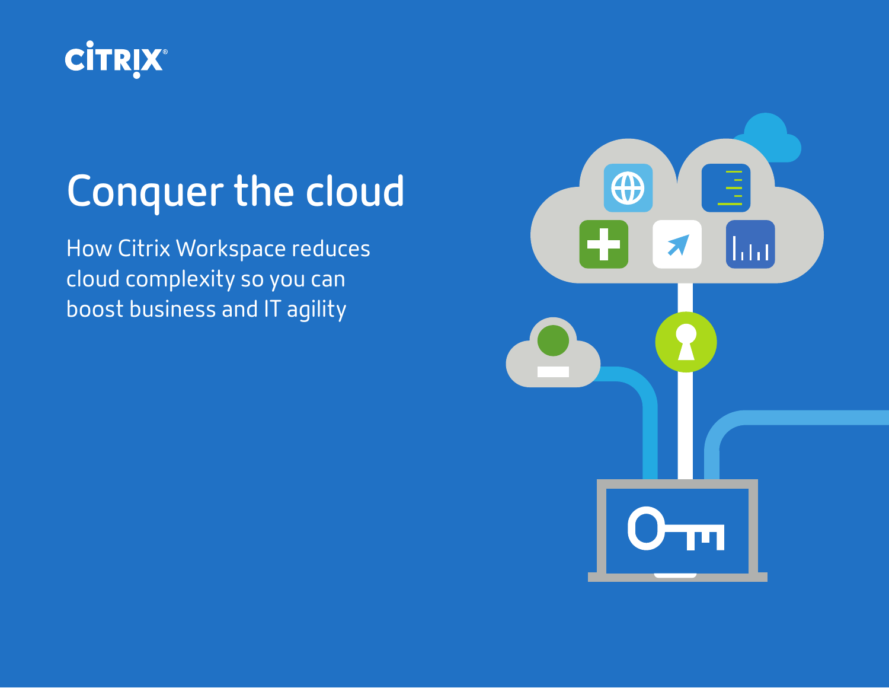CITRIX®

# Conquer the cloud

How Citrix Workspace reduces cloud complexity so you can boost business and IT agility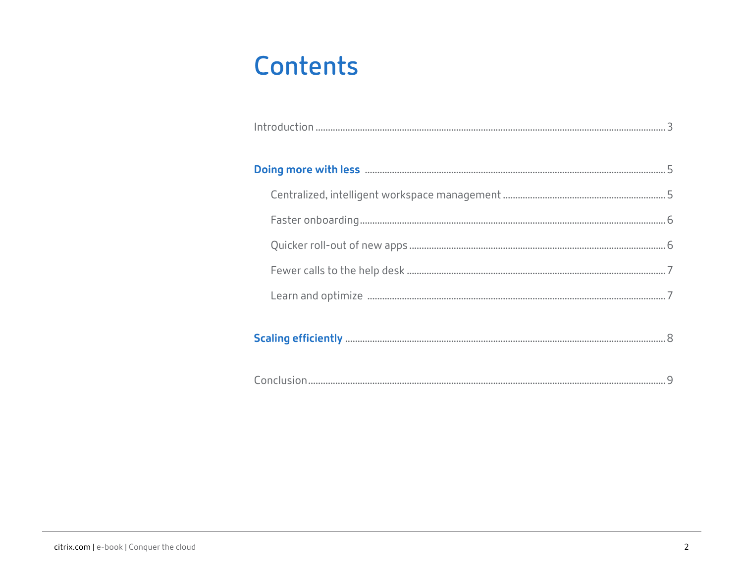# Contents

Introduction ... 3

**Doing more with less** ... 5

- Centralized, intelligent workspace management ... 5
- Faster onboarding ... 6
- Quicker roll-out of new apps ... 6
- Fewer calls to the help desk ... 7
- Learn and optimize ... 7

**Scaling efficiently** ... 8

Conclusion ... 9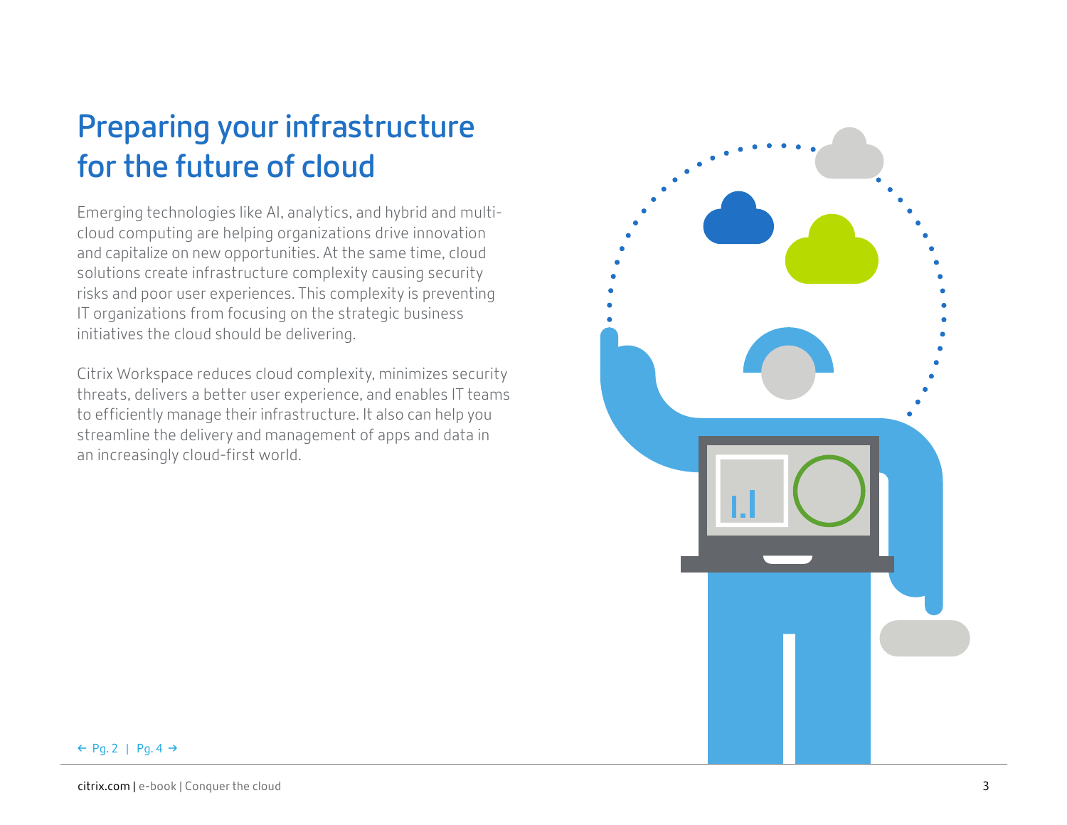# Preparing your infrastructure for the future of cloud

Emerging technologies like AI, analytics, and hybrid and multi-cloud computing are helping organizations drive innovation and capitalize on new opportunities. At the same time, cloud solutions create infrastructure complexity causing security risks and poor user experiences. This complexity is preventing IT organizations from focusing on the strategic business initiatives the cloud should be delivering.

Citrix Workspace reduces cloud complexity, minimizes security threats, delivers a better user experience, and enables IT teams to efficiently manage their infrastructure. It also can help you streamline the delivery and management of apps and data in an increasingly cloud-first world.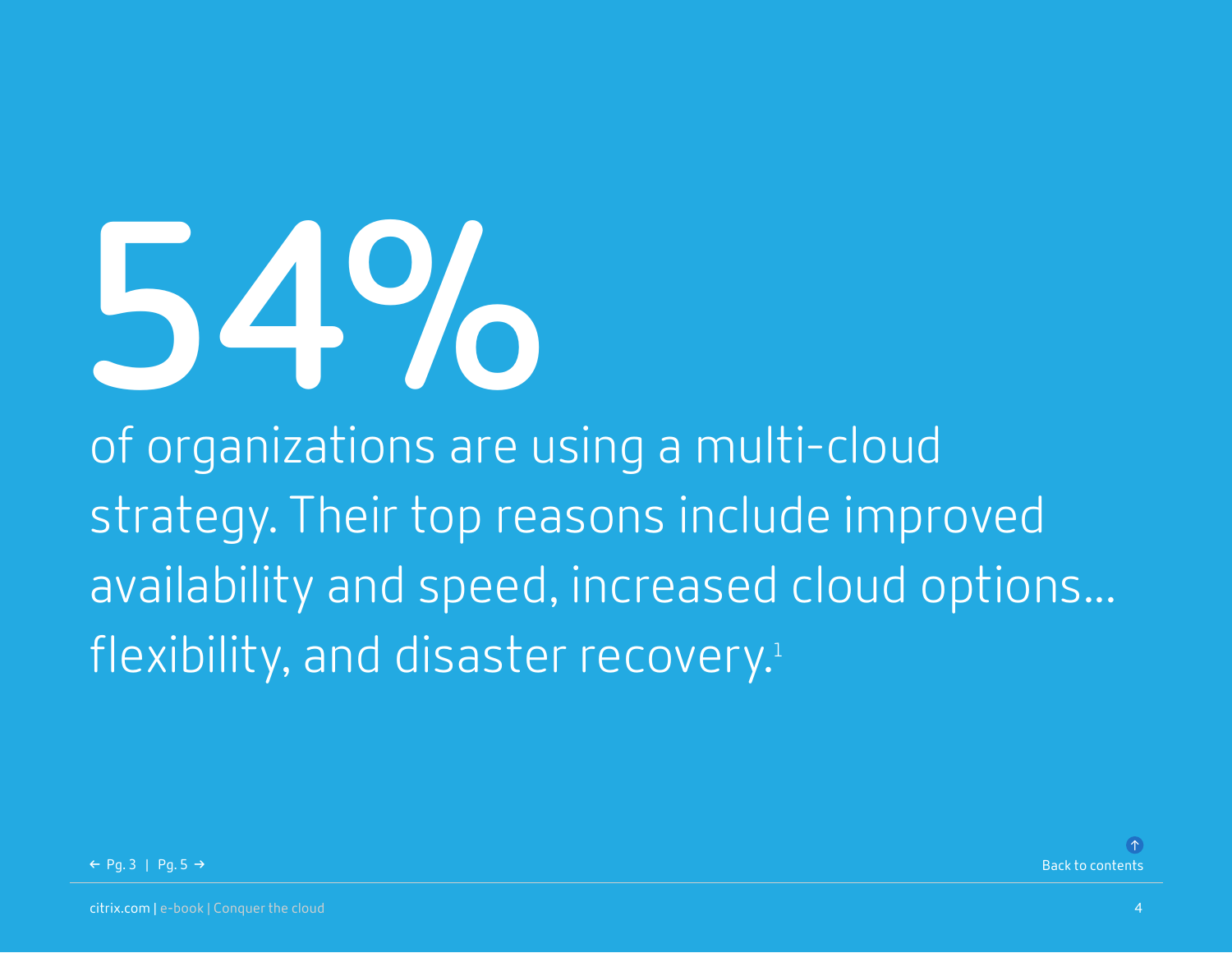# 54%

of organizations are using a multi-cloud strategy. Their top reasons include improved availability and speed, increased cloud options… flexibility, and disaster recovery.[1]

← Pg. 3 | Pg. 5 →

Back to contents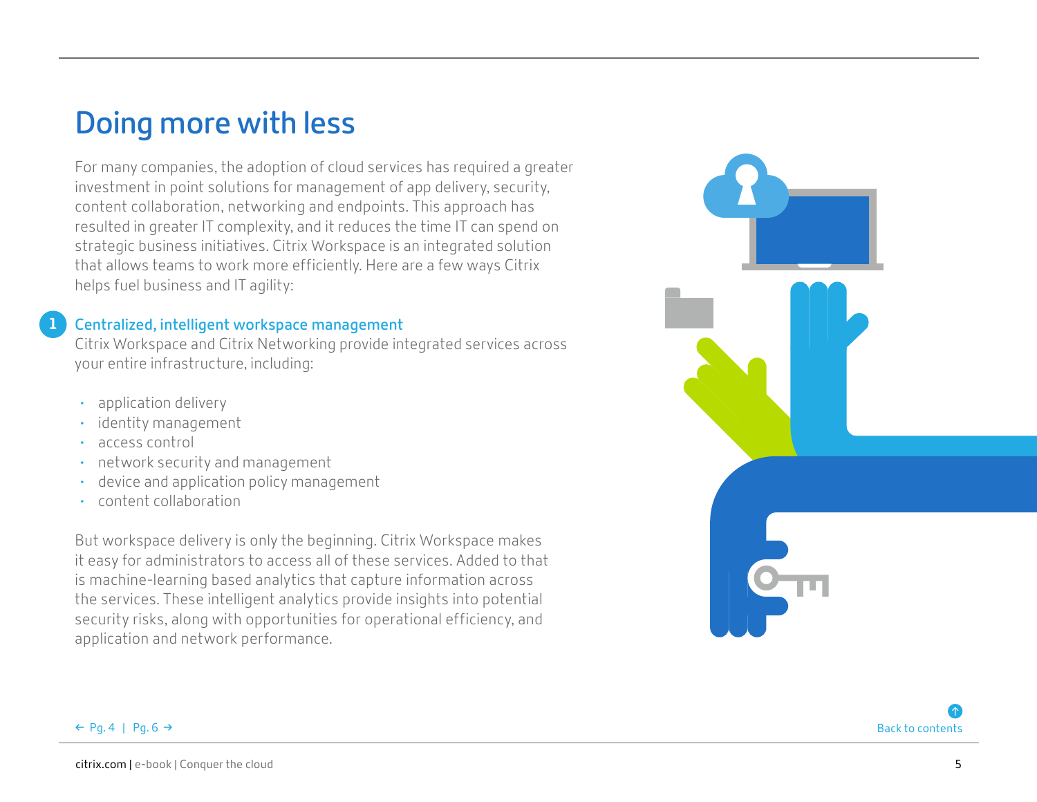# Doing more with less

For many companies, the adoption of cloud services has required a greater investment in point solutions for management of app delivery, security, content collaboration, networking and endpoints. This approach has resulted in greater IT complexity, and it reduces the time IT can spend on strategic business initiatives. Citrix Workspace is an integrated solution that allows teams to work more efficiently. Here are a few ways Citrix helps fuel business and IT agility:

## 1 Centralized, intelligent workspace management

Citrix Workspace and Citrix Networking provide integrated services across your entire infrastructure, including:

- application delivery
- identity management
- access control
- network security and management
- device and application policy management
- content collaboration

But workspace delivery is only the beginning. Citrix Workspace makes it easy for administrators to access all of these services. Added to that is machine-learning based analytics that capture information across the services. These intelligent analytics provide insights into potential security risks, along with opportunities for operational efficiency, and application and network performance.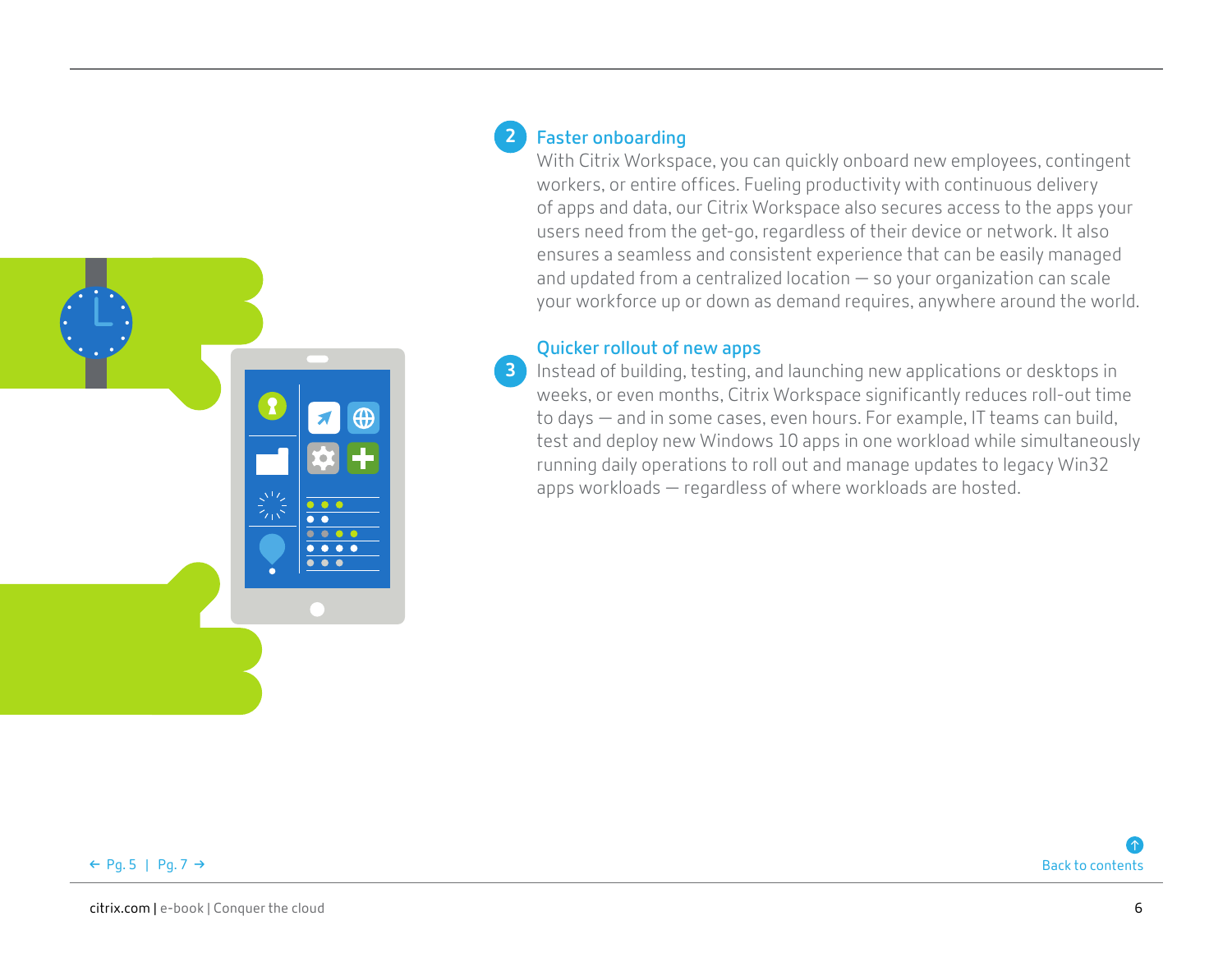## 2 Faster onboarding

With Citrix Workspace, you can quickly onboard new employees, contingent workers, or entire offices. Fueling productivity with continuous delivery of apps and data, our Citrix Workspace also secures access to the apps your users need from the get-go, regardless of their device or network. It also ensures a seamless and consistent experience that can be easily managed and updated from a centralized location — so your organization can scale your workforce up or down as demand requires, anywhere around the world.

## 3 Quicker rollout of new apps

Instead of building, testing, and launching new applications or desktops in weeks, or even months, Citrix Workspace significantly reduces roll-out time to days — and in some cases, even hours. For example, IT teams can build, test and deploy new Windows 10 apps in one workload while simultaneously running daily operations to roll out and manage updates to legacy Win32 apps workloads — regardless of where workloads are hosted.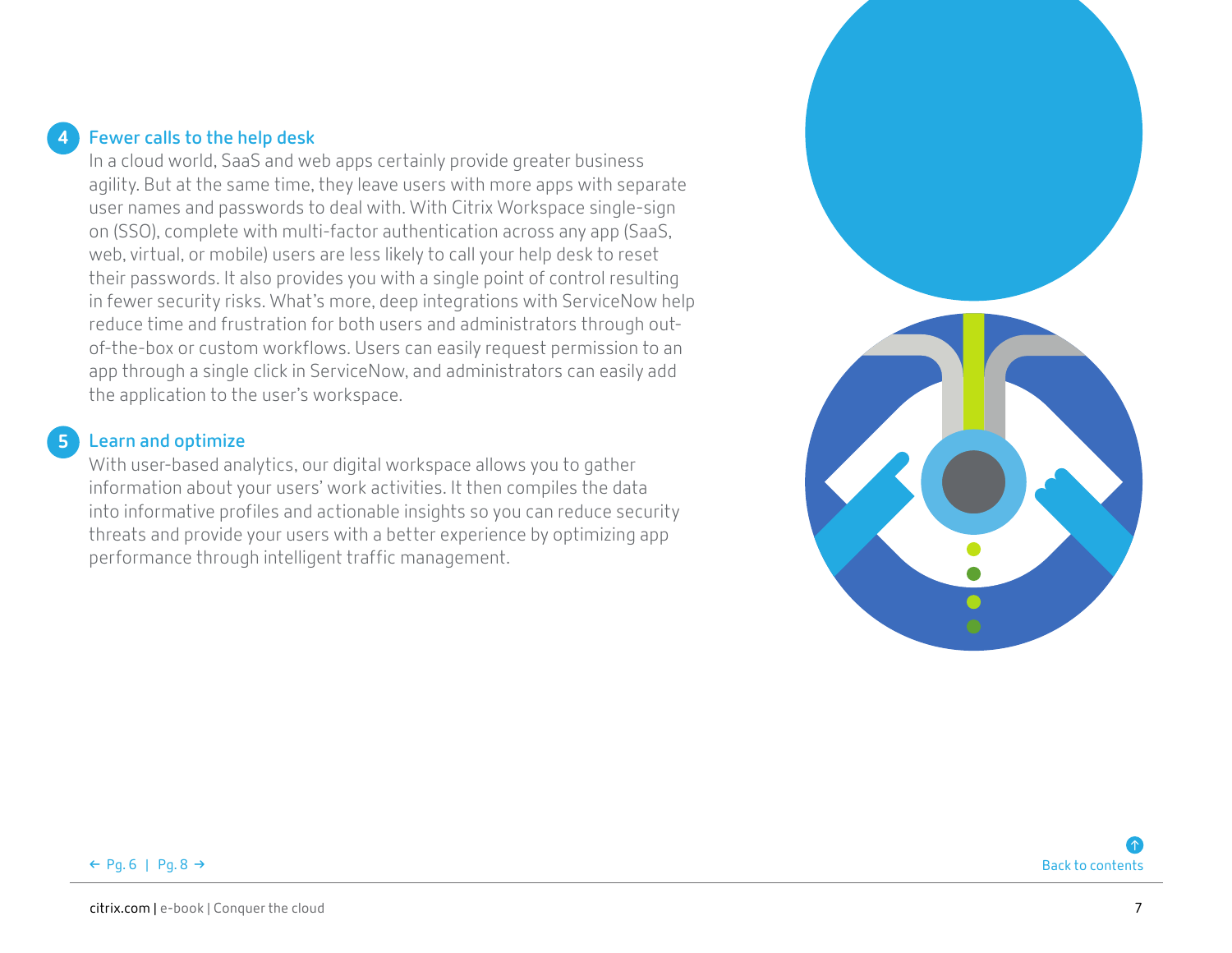## 4 Fewer calls to the help desk

In a cloud world, SaaS and web apps certainly provide greater business agility. But at the same time, they leave users with more apps with separate user names and passwords to deal with. With Citrix Workspace single-sign on (SSO), complete with multi-factor authentication across any app (SaaS, web, virtual, or mobile) users are less likely to call your help desk to reset their passwords. It also provides you with a single point of control resulting in fewer security risks. What's more, deep integrations with ServiceNow help reduce time and frustration for both users and administrators through out-of-the-box or custom workflows. Users can easily request permission to an app through a single click in ServiceNow, and administrators can easily add the application to the user's workspace.

## 5 Learn and optimize

With user-based analytics, our digital workspace allows you to gather information about your users' work activities. It then compiles the data into informative profiles and actionable insights so you can reduce security threats and provide your users with a better experience by optimizing app performance through intelligent traffic management.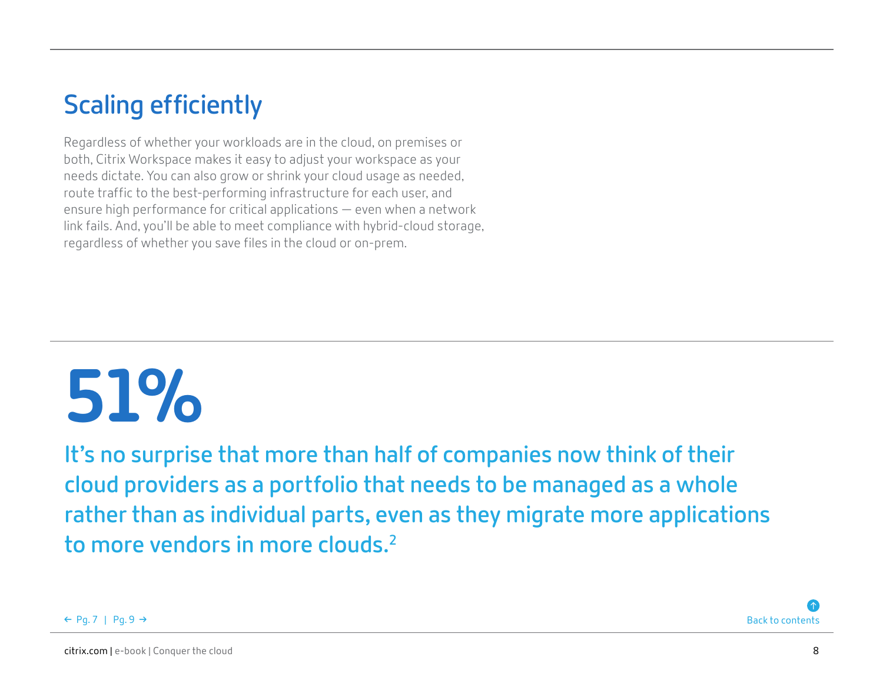## Scaling efficiently

Regardless of whether your workloads are in the cloud, on premises or both, Citrix Workspace makes it easy to adjust your workspace as your needs dictate. You can also grow or shrink your cloud usage as needed, route traffic to the best-performing infrastructure for each user, and ensure high performance for critical applications — even when a network link fails. And, you'll be able to meet compliance with hybrid-cloud storage, regardless of whether you save files in the cloud or on-prem.

# 51%

**It's no surprise that more than half of companies now think of their cloud providers as a portfolio that needs to be managed as a whole rather than as individual parts, even as they migrate more applications to more vendors in more clouds.[2]**

← Pg. 7 | Pg. 9 →

Back to contents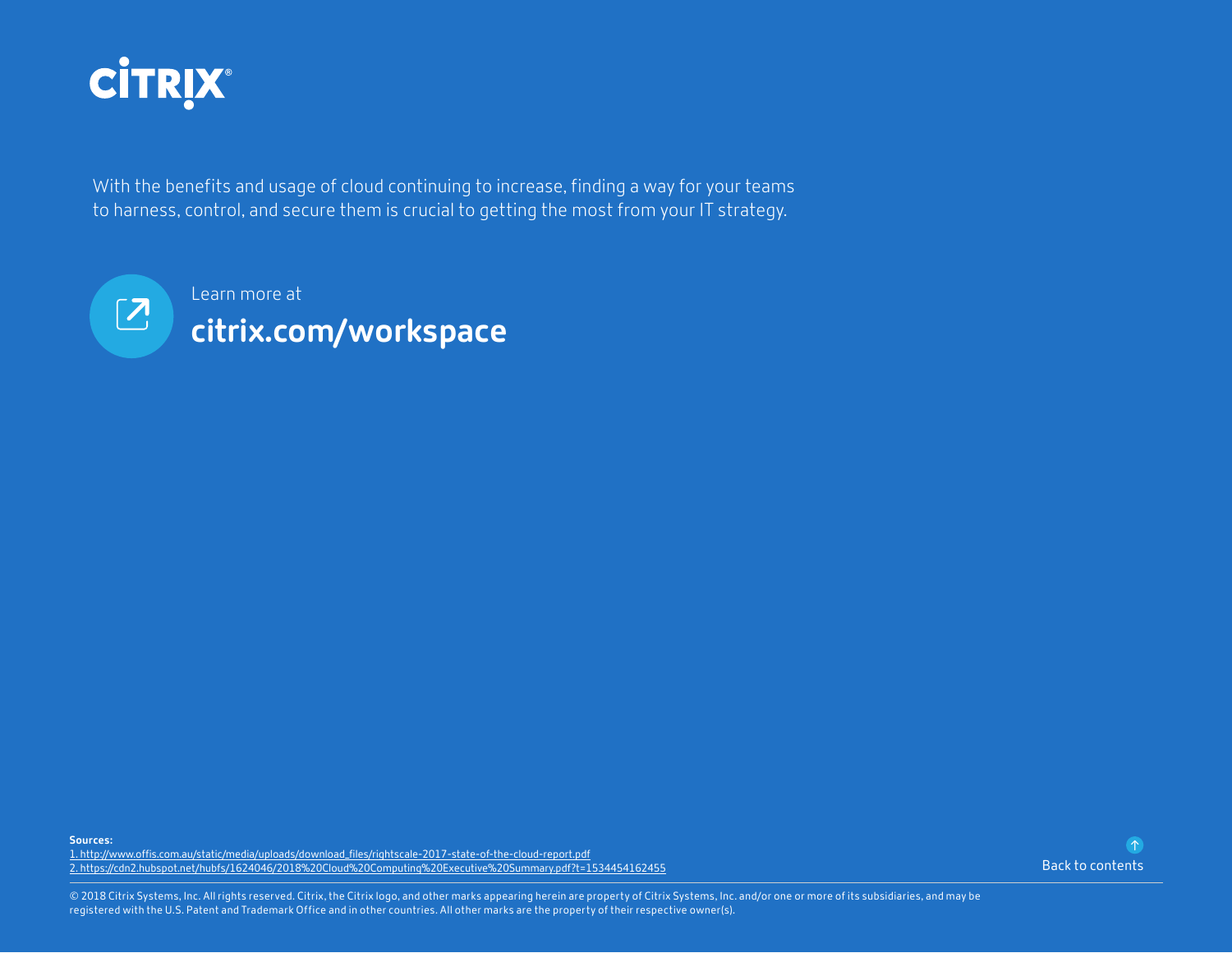With the benefits and usage of cloud continuing to increase, finding a way for your teams to harness, control, and secure them is crucial to getting the most from your IT strategy.

Learn more at

**citrix.com/workspace**

**Sources:**

1. http://www.offis.com.au/static/media/uploads/download_files/rightscale-2017-state-of-the-cloud-report.pdf
2. https://cdn2.hubspot.net/hubfs/1624046/2018%20Cloud%20Computing%20Executive%20Summary.pdf?t=1534454162455

Back to contents

© 2018 Citrix Systems, Inc. All rights reserved. Citrix, the Citrix logo, and other marks appearing herein are property of Citrix Systems, Inc. and/or one or more of its subsidiaries, and may be registered with the U.S. Patent and Trademark Office and in other countries. All other marks are the property of their respective owner(s).